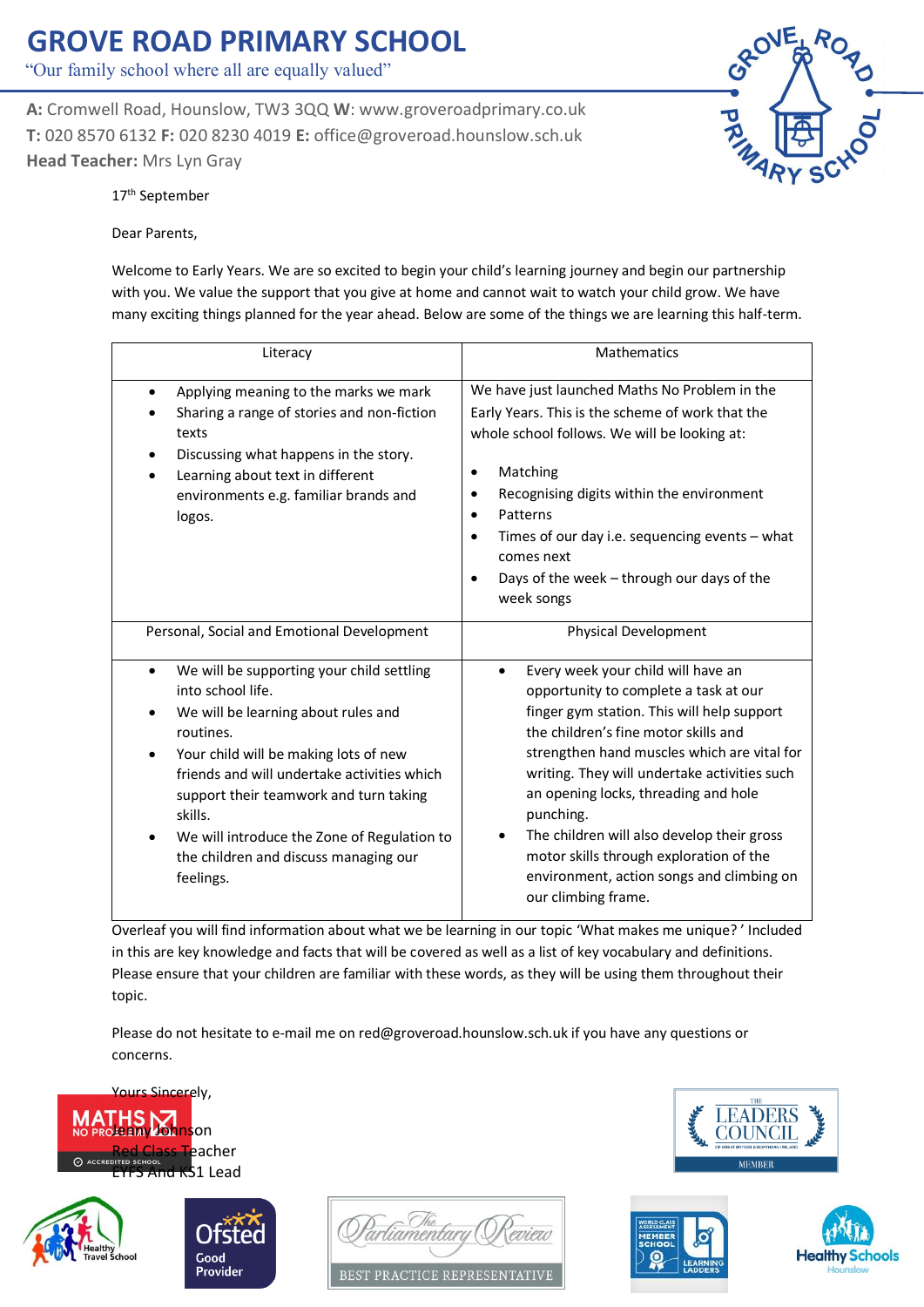# GROVE ROAD PRIMARY SCHOOL

"Our family school where all are equally valued"

**A:** Cromwell Road, Hounslow, TW3 3QQ **W**: www.groveroadprimary.co.uk
**T:** 020 8570 6132 **F:** 020 8230 4019 **E:** office@groveroad.hounslow.sch.uk
**Head Teacher:** Mrs Lyn Gray

17th September

Dear Parents,

Welcome to Early Years. We are so excited to begin your child's learning journey and begin our partnership with you. We value the support that you give at home and cannot wait to watch your child grow. We have many exciting things planned for the year ahead. Below are some of the things we are learning this half-term.

| Literacy | Mathematics |
|---|---|
| • Applying meaning to the marks we mark<br>• Sharing a range of stories and non-fiction texts<br>• Discussing what happens in the story.<br>• Learning about text in different environments e.g. familiar brands and logos. | We have just launched Maths No Problem in the Early Years. This is the scheme of work that the whole school follows. We will be looking at:<br>• Matching<br>• Recognising digits within the environment<br>• Patterns<br>• Times of our day i.e. sequencing events – what comes next<br>• Days of the week – through our days of the week songs |
| **Personal, Social and Emotional Development** | **Physical Development** |
| • We will be supporting your child settling into school life.<br>• We will be learning about rules and routines.<br>• Your child will be making lots of new friends and will undertake activities which support their teamwork and turn taking skills.<br>• We will introduce the Zone of Regulation to the children and discuss managing our feelings. | • Every week your child will have an opportunity to complete a task at our finger gym station. This will help support the children's fine motor skills and strengthen hand muscles which are vital for writing. They will undertake activities such an opening locks, threading and hole punching.<br>• The children will also develop their gross motor skills through exploration of the environment, action songs and climbing on our climbing frame. |

Overleaf you will find information about what we be learning in our topic 'What makes me unique?' Included in this are key knowledge and facts that will be covered as well as a list of key vocabulary and definitions. Please ensure that your children are familiar with these words, as they will be using them throughout their topic.

Please do not hesitate to e-mail me on red@groveroad.hounslow.sch.uk if you have any questions or concerns.

Yours Sincerely,

Jenny Johnson
Red Class Teacher
EYFS And KS1 Lead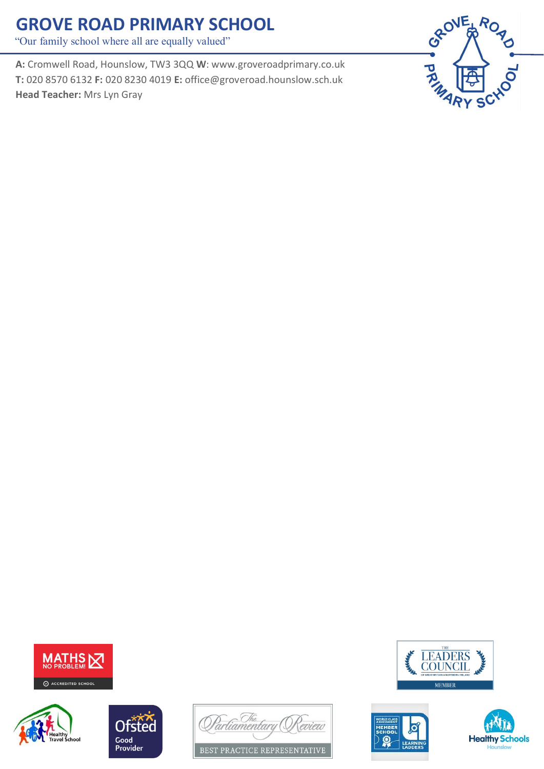# GROVE ROAD PRIMARY SCHOOL

"Our family school where all are equally valued"

**A:** Cromwell Road, Hounslow, TW3 3QQ **W**: www.groveroadprimary.co.uk
**T:** 020 8570 6132 **F:** 020 8230 4019 **E:** office@groveroad.hounslow.sch.uk
**Head Teacher:** Mrs Lyn Gray